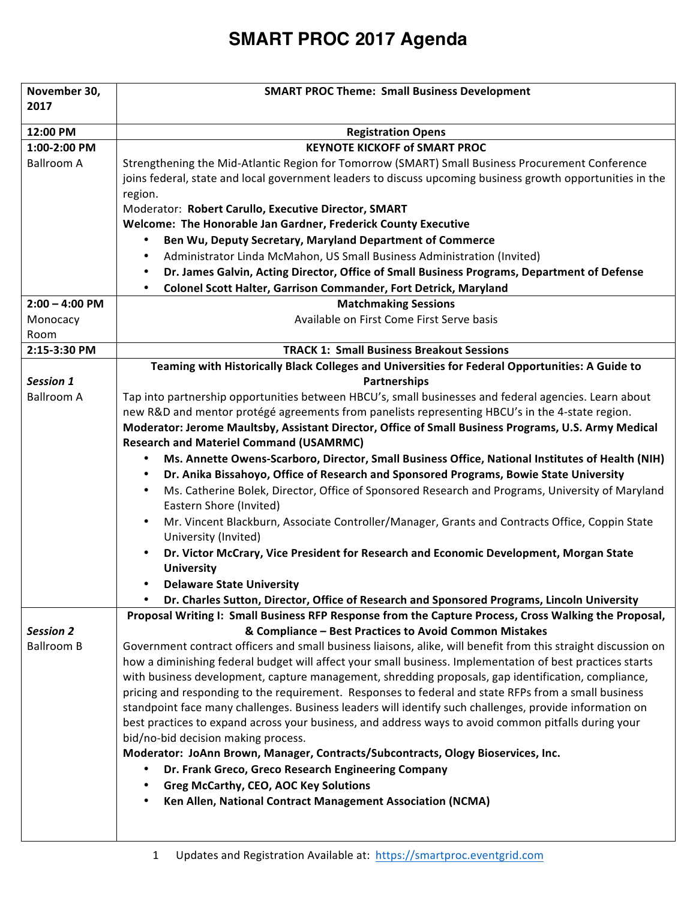# SMART PROC 2017 Agenda

| **November 30, 2017** | **SMART PROC Theme: Small Business Development** |
|---|---|
| **12:00 PM** | **Registration Opens** |
| **1:00-2:00 PM**<br>Ballroom A | **KEYNOTE KICKOFF of SMART PROC**<br>Strengthening the Mid-Atlantic Region for Tomorrow (SMART) Small Business Procurement Conference joins federal, state and local government leaders to discuss upcoming business growth opportunities in the region.<br>Moderator: **Robert Carullo, Executive Director, SMART**<br>**Welcome: The Honorable Jan Gardner, Frederick County Executive**<br>• **Ben Wu, Deputy Secretary, Maryland Department of Commerce**<br>• Administrator Linda McMahon, US Small Business Administration (Invited)<br>• **Dr. James Galvin, Acting Director, Office of Small Business Programs, Department of Defense**<br>• **Colonel Scott Halter, Garrison Commander, Fort Detrick, Maryland** |
| **2:00 – 4:00 PM**<br>Monocacy Room | **Matchmaking Sessions**<br>Available on First Come First Serve basis |
| **2:15-3:30 PM** | **TRACK 1: Small Business Breakout Sessions** |
| ***Session 1***<br>Ballroom A | **Teaming with Historically Black Colleges and Universities for Federal Opportunities: A Guide to Partnerships**<br>Tap into partnership opportunities between HBCU's, small businesses and federal agencies. Learn about new R&D and mentor protégé agreements from panelists representing HBCU's in the 4-state region.<br>**Moderator: Jerome Maultsby, Assistant Director, Office of Small Business Programs, U.S. Army Medical Research and Materiel Command (USAMRMC)**<br>• **Ms. Annette Owens-Scarboro, Director, Small Business Office, National Institutes of Health (NIH)**<br>• **Dr. Anika Bissahoyo, Office of Research and Sponsored Programs, Bowie State University**<br>• Ms. Catherine Bolek, Director, Office of Sponsored Research and Programs, University of Maryland Eastern Shore (Invited)<br>• Mr. Vincent Blackburn, Associate Controller/Manager, Grants and Contracts Office, Coppin State University (Invited)<br>• **Dr. Victor McCrary, Vice President for Research and Economic Development, Morgan State University**<br>• **Delaware State University**<br>• **Dr. Charles Sutton, Director, Office of Research and Sponsored Programs, Lincoln University** |
| ***Session 2***<br>Ballroom B | **Proposal Writing I: Small Business RFP Response from the Capture Process, Cross Walking the Proposal, & Compliance – Best Practices to Avoid Common Mistakes**<br>Government contract officers and small business liaisons, alike, will benefit from this straight discussion on how a diminishing federal budget will affect your small business. Implementation of best practices starts with business development, capture management, shredding proposals, gap identification, compliance, pricing and responding to the requirement. Responses to federal and state RFPs from a small business standpoint face many challenges. Business leaders will identify such challenges, provide information on best practices to expand across your business, and address ways to avoid common pitfalls during your bid/no-bid decision making process.<br>**Moderator: JoAnn Brown, Manager, Contracts/Subcontracts, Ology Bioservices, Inc.**<br>• **Dr. Frank Greco, Greco Research Engineering Company**<br>• **Greg McCarthy, CEO, AOC Key Solutions**<br>• **Ken Allen, National Contract Management Association (NCMA)** |

Updates and Registration Available at: https://smartproc.eventgrid.com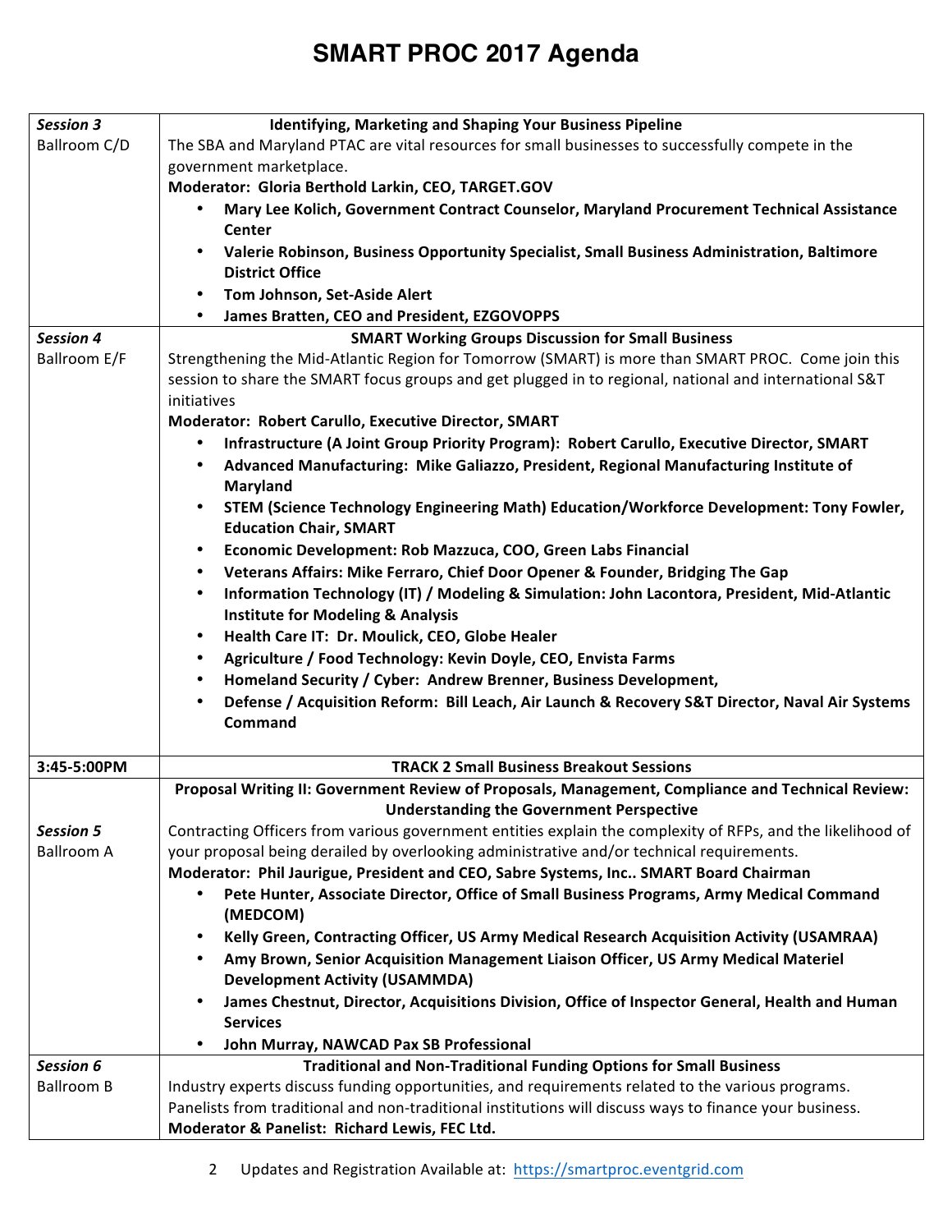# SMART PROC 2017 Agenda

| | |
|---|---|
| ***Session 3*** Ballroom C/D | **Identifying, Marketing and Shaping Your Business Pipeline**<br>The SBA and Maryland PTAC are vital resources for small businesses to successfully compete in the government marketplace.<br>**Moderator: Gloria Berthold Larkin, CEO, TARGET.GOV**<br>• **Mary Lee Kolich, Government Contract Counselor, Maryland Procurement Technical Assistance Center**<br>• **Valerie Robinson, Business Opportunity Specialist, Small Business Administration, Baltimore District Office**<br>• **Tom Johnson, Set-Aside Alert**<br>• **James Bratten, CEO and President, EZGOVOPPS** |
| ***Session 4*** Ballroom E/F | **SMART Working Groups Discussion for Small Business**<br>Strengthening the Mid-Atlantic Region for Tomorrow (SMART) is more than SMART PROC. Come join this session to share the SMART focus groups and get plugged in to regional, national and international S&T initiatives<br>**Moderator: Robert Carullo, Executive Director, SMART**<br>• **Infrastructure (A Joint Group Priority Program): Robert Carullo, Executive Director, SMART**<br>• **Advanced Manufacturing: Mike Galiazzo, President, Regional Manufacturing Institute of Maryland**<br>• **STEM (Science Technology Engineering Math) Education/Workforce Development: Tony Fowler, Education Chair, SMART**<br>• **Economic Development: Rob Mazzuca, COO, Green Labs Financial**<br>• **Veterans Affairs: Mike Ferraro, Chief Door Opener & Founder, Bridging The Gap**<br>• **Information Technology (IT) / Modeling & Simulation: John Lacontora, President, Mid-Atlantic Institute for Modeling & Analysis**<br>• **Health Care IT: Dr. Moulick, CEO, Globe Healer**<br>• **Agriculture / Food Technology: Kevin Doyle, CEO, Envista Farms**<br>• **Homeland Security / Cyber: Andrew Brenner, Business Development,**<br>• **Defense / Acquisition Reform: Bill Leach, Air Launch & Recovery S&T Director, Naval Air Systems Command** |
| **3:45-5:00PM** | **TRACK 2 Small Business Breakout Sessions** |
| ***Session 5*** Ballroom A | **Proposal Writing II: Government Review of Proposals, Management, Compliance and Technical Review: Understanding the Government Perspective**<br>Contracting Officers from various government entities explain the complexity of RFPs, and the likelihood of your proposal being derailed by overlooking administrative and/or technical requirements.<br>**Moderator: Phil Jaurigue, President and CEO, Sabre Systems, Inc.. SMART Board Chairman**<br>• **Pete Hunter, Associate Director, Office of Small Business Programs, Army Medical Command (MEDCOM)**<br>• **Kelly Green, Contracting Officer, US Army Medical Research Acquisition Activity (USAMRAA)**<br>• **Amy Brown, Senior Acquisition Management Liaison Officer, US Army Medical Materiel Development Activity (USAMMDA)**<br>• **James Chestnut, Director, Acquisitions Division, Office of Inspector General, Health and Human Services**<br>• **John Murray, NAWCAD Pax SB Professional** |
| ***Session 6*** Ballroom B | **Traditional and Non-Traditional Funding Options for Small Business**<br>Industry experts discuss funding opportunities, and requirements related to the various programs. Panelists from traditional and non-traditional institutions will discuss ways to finance your business.<br>**Moderator & Panelist: Richard Lewis, FEC Ltd.** |

Updates and Registration Available at: https://smartproc.eventgrid.com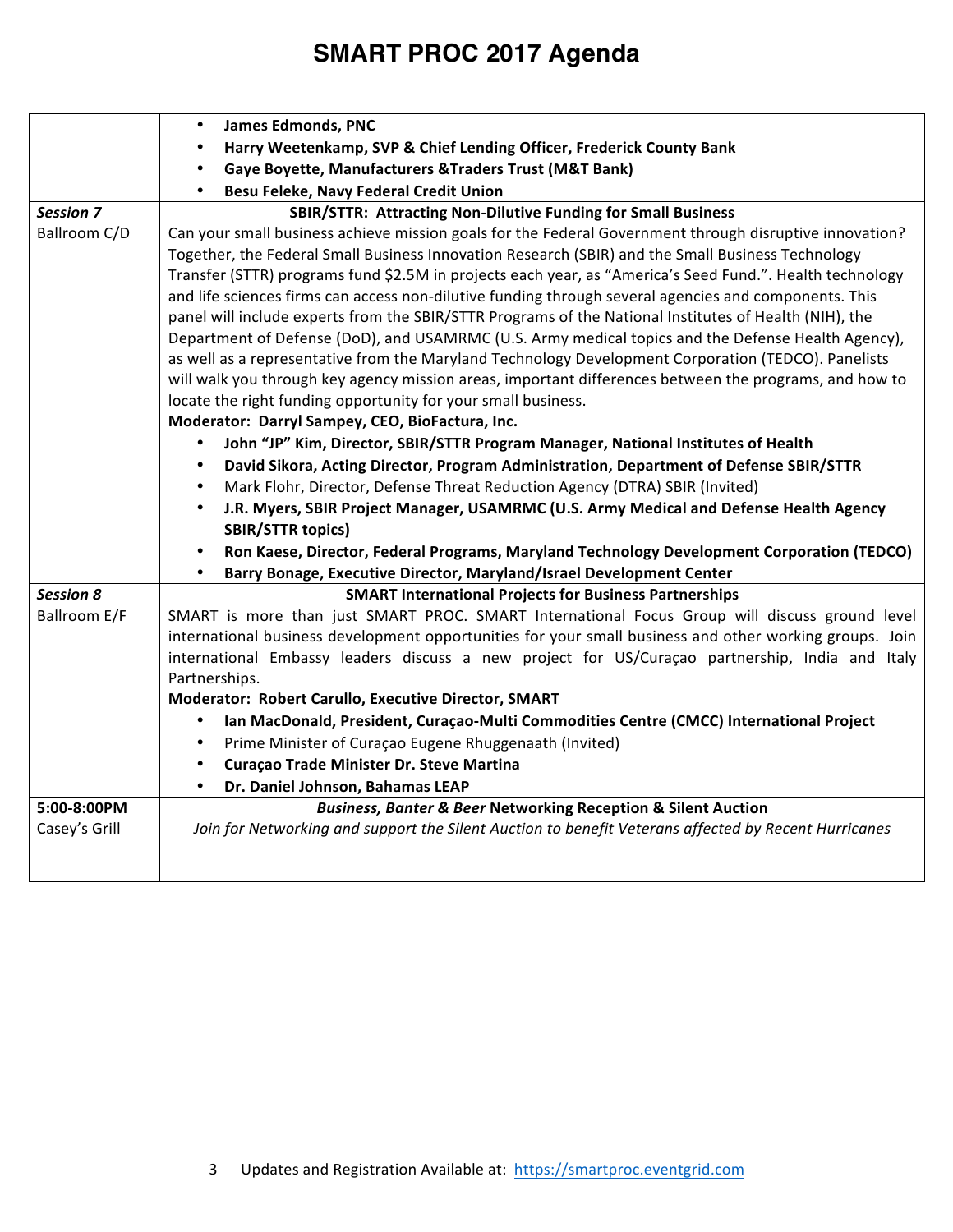# SMART PROC 2017 Agenda

| | |
|---|---|
| | • **James Edmonds, PNC**<br>• **Harry Weetenkamp, SVP & Chief Lending Officer, Frederick County Bank**<br>• **Gaye Boyette, Manufacturers &Traders Trust (M&T Bank)**<br>• **Besu Feleke, Navy Federal Credit Union** |
| ***Session 7***<br>Ballroom C/D | **SBIR/STTR: Attracting Non-Dilutive Funding for Small Business**<br>Can your small business achieve mission goals for the Federal Government through disruptive innovation? Together, the Federal Small Business Innovation Research (SBIR) and the Small Business Technology Transfer (STTR) programs fund $2.5M in projects each year, as "America's Seed Fund.". Health technology and life sciences firms can access non-dilutive funding through several agencies and components. This panel will include experts from the SBIR/STTR Programs of the National Institutes of Health (NIH), the Department of Defense (DoD), and USAMRMC (U.S. Army medical topics and the Defense Health Agency), as well as a representative from the Maryland Technology Development Corporation (TEDCO). Panelists will walk you through key agency mission areas, important differences between the programs, and how to locate the right funding opportunity for your small business.<br>**Moderator: Darryl Sampey, CEO, BioFactura, Inc.**<br>• **John "JP" Kim, Director, SBIR/STTR Program Manager, National Institutes of Health**<br>• **David Sikora, Acting Director, Program Administration, Department of Defense SBIR/STTR**<br>• Mark Flohr, Director, Defense Threat Reduction Agency (DTRA) SBIR (Invited)<br>• **J.R. Myers, SBIR Project Manager, USAMRMC (U.S. Army Medical and Defense Health Agency SBIR/STTR topics)**<br>• **Ron Kaese, Director, Federal Programs, Maryland Technology Development Corporation (TEDCO)**<br>• **Barry Bonage, Executive Director, Maryland/Israel Development Center** |
| ***Session 8***<br>Ballroom E/F | **SMART International Projects for Business Partnerships**<br>SMART is more than just SMART PROC. SMART International Focus Group will discuss ground level international business development opportunities for your small business and other working groups. Join international Embassy leaders discuss a new project for US/Curaçao partnership, India and Italy Partnerships.<br>**Moderator: Robert Carullo, Executive Director, SMART**<br>• **Ian MacDonald, President, Curaçao-Multi Commodities Centre (CMCC) International Project**<br>• Prime Minister of Curaçao Eugene Rhuggenaath (Invited)<br>• **Curaçao Trade Minister Dr. Steve Martina**<br>• **Dr. Daniel Johnson, Bahamas LEAP** |
| **5:00-8:00PM**<br>Casey's Grill | ***Business, Banter & Beer* Networking Reception & Silent Auction**<br>*Join for Networking and support the Silent Auction to benefit Veterans affected by Recent Hurricanes* |

Updates and Registration Available at: https://smartproc.eventgrid.com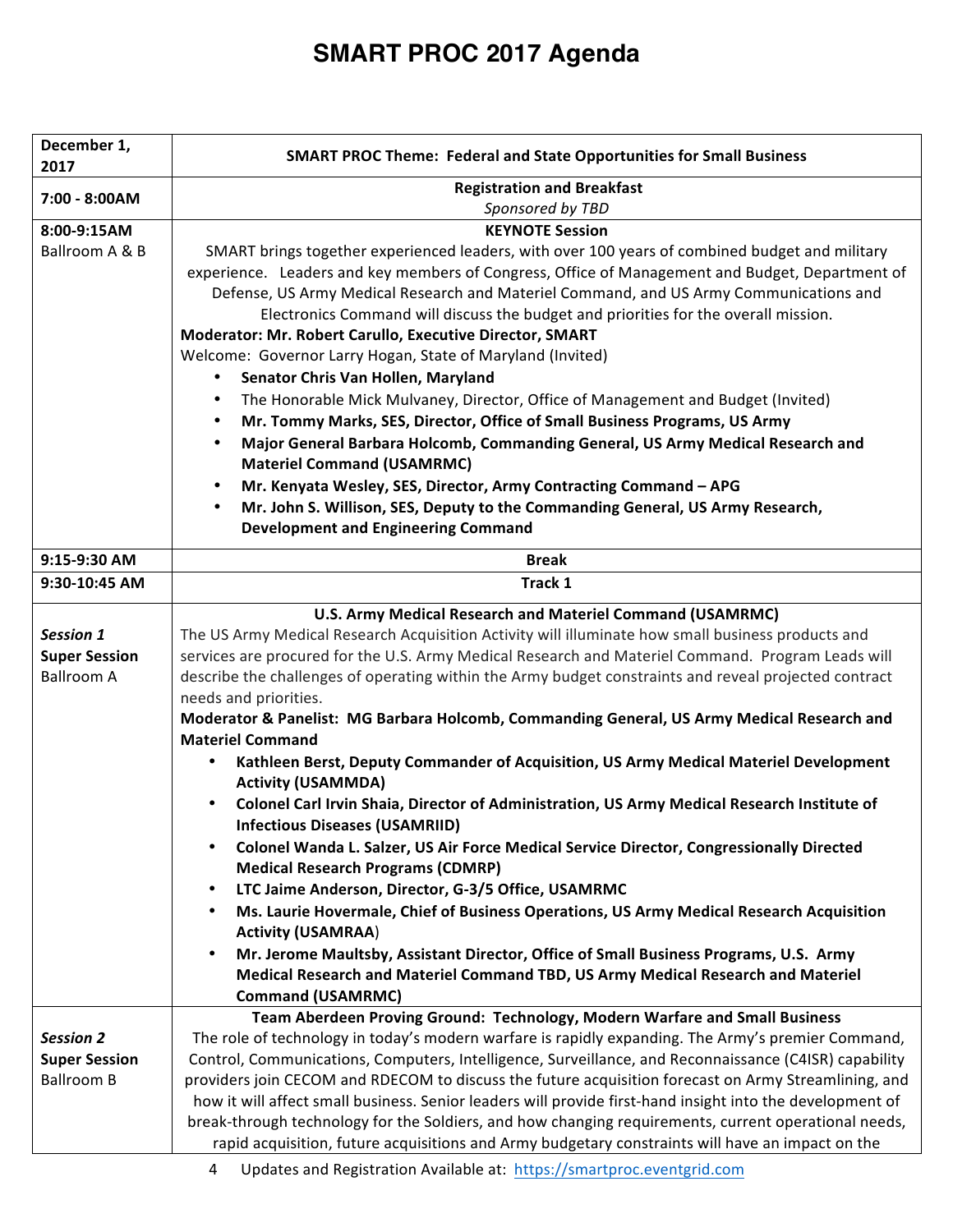# SMART PROC 2017 Agenda

| December 1, 2017 | **SMART PROC Theme: Federal and State Opportunities for Small Business** |
|---|---|
| **7:00 - 8:00AM** | **Registration and Breakfast**<br>*Sponsored by TBD* |
| **8:00-9:15AM**<br>Ballroom A & B | **KEYNOTE Session**<br>SMART brings together experienced leaders, with over 100 years of combined budget and military experience. Leaders and key members of Congress, Office of Management and Budget, Department of Defense, US Army Medical Research and Materiel Command, and US Army Communications and Electronics Command will discuss the budget and priorities for the overall mission.<br>**Moderator: Mr. Robert Carullo, Executive Director, SMART**<br>Welcome: Governor Larry Hogan, State of Maryland (Invited)<br>• **Senator Chris Van Hollen, Maryland**<br>• The Honorable Mick Mulvaney, Director, Office of Management and Budget (Invited)<br>• **Mr. Tommy Marks, SES, Director, Office of Small Business Programs, US Army**<br>• **Major General Barbara Holcomb, Commanding General, US Army Medical Research and Materiel Command (USAMRMC)**<br>• **Mr. Kenyata Wesley, SES, Director, Army Contracting Command – APG**<br>• **Mr. John S. Willison, SES, Deputy to the Commanding General, US Army Research, Development and Engineering Command** |
| **9:15-9:30 AM** | **Break** |
| **9:30-10:45 AM** | **Track 1** |
| ***Session 1***<br>**Super Session**<br>Ballroom A | **U.S. Army Medical Research and Materiel Command (USAMRMC)**<br>The US Army Medical Research Acquisition Activity will illuminate how small business products and services are procured for the U.S. Army Medical Research and Materiel Command. Program Leads will describe the challenges of operating within the Army budget constraints and reveal projected contract needs and priorities.<br>**Moderator & Panelist: MG Barbara Holcomb, Commanding General, US Army Medical Research and Materiel Command**<br>• **Kathleen Berst, Deputy Commander of Acquisition, US Army Medical Materiel Development Activity (USAMMDA)**<br>• **Colonel Carl Irvin Shaia, Director of Administration, US Army Medical Research Institute of Infectious Diseases (USAMRIID)**<br>• **Colonel Wanda L. Salzer, US Air Force Medical Service Director, Congressionally Directed Medical Research Programs (CDMRP)**<br>• **LTC Jaime Anderson, Director, G-3/5 Office, USAMRMC**<br>• **Ms. Laurie Hovermale, Chief of Business Operations, US Army Medical Research Acquisition Activity (USAMRAA)**<br>• **Mr. Jerome Maultsby, Assistant Director, Office of Small Business Programs, U.S. Army Medical Research and Materiel Command TBD, US Army Medical Research and Materiel Command (USAMRMC)** |
| ***Session 2***<br>**Super Session**<br>Ballroom B | **Team Aberdeen Proving Ground: Technology, Modern Warfare and Small Business**<br>The role of technology in today's modern warfare is rapidly expanding. The Army's premier Command, Control, Communications, Computers, Intelligence, Surveillance, and Reconnaissance (C4ISR) capability providers join CECOM and RDECOM to discuss the future acquisition forecast on Army Streamlining, and how it will affect small business. Senior leaders will provide first-hand insight into the development of break-through technology for the Soldiers, and how changing requirements, current operational needs, rapid acquisition, future acquisitions and Army budgetary constraints will have an impact on the |

Updates and Registration Available at: https://smartproc.eventgrid.com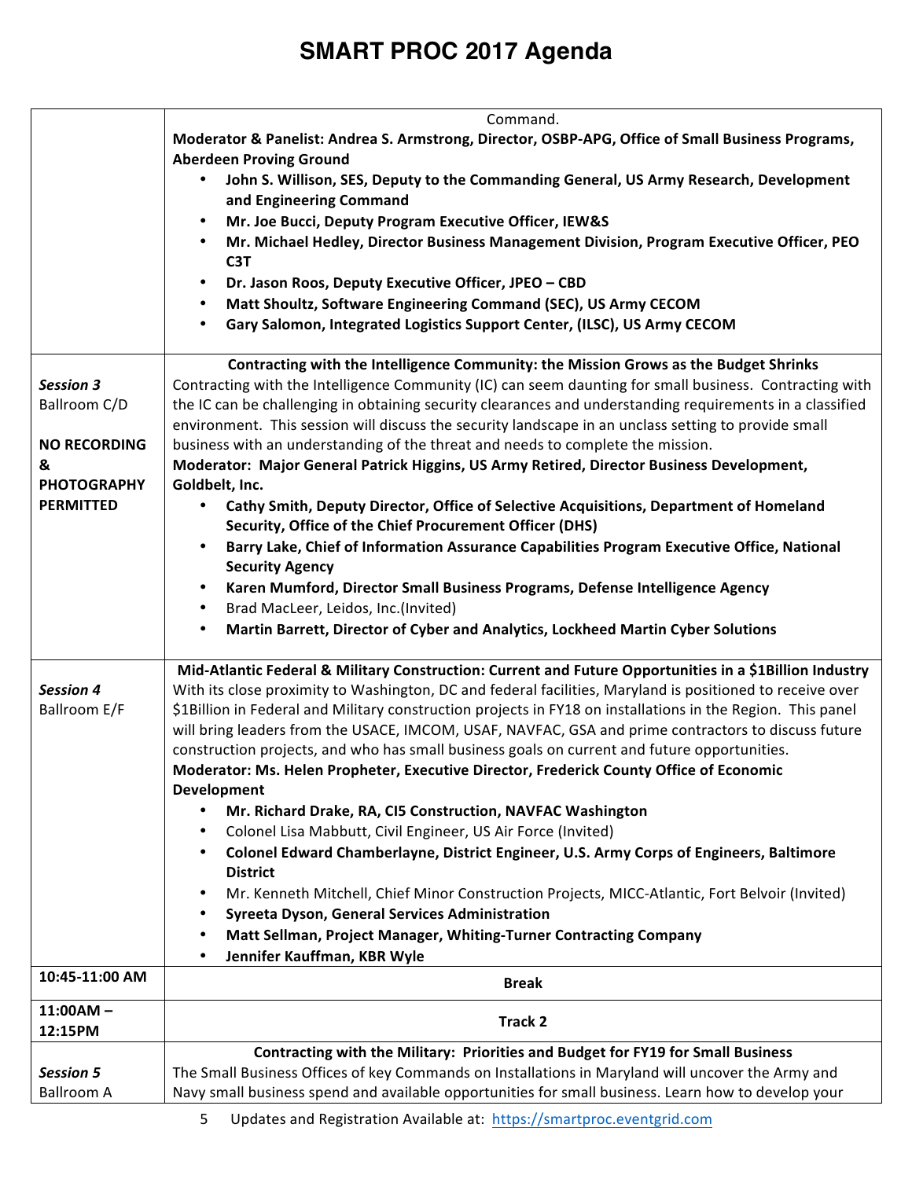# SMART PROC 2017 Agenda

| | |
|---|---|
| | Command.<br>**Moderator & Panelist: Andrea S. Armstrong, Director, OSBP-APG, Office of Small Business Programs, Aberdeen Proving Ground**<br>• **John S. Willison, SES, Deputy to the Commanding General, US Army Research, Development and Engineering Command**<br>• **Mr. Joe Bucci, Deputy Program Executive Officer, IEW&S**<br>• **Mr. Michael Hedley, Director Business Management Division, Program Executive Officer, PEO C3T**<br>• **Dr. Jason Roos, Deputy Executive Officer, JPEO – CBD**<br>• **Matt Shoultz, Software Engineering Command (SEC), US Army CECOM**<br>• **Gary Salomon, Integrated Logistics Support Center, (ILSC), US Army CECOM** |
| *Session 3*<br>Ballroom C/D<br><br>**NO RECORDING & PHOTOGRAPHY PERMITTED** | **Contracting with the Intelligence Community: the Mission Grows as the Budget Shrinks**<br>Contracting with the Intelligence Community (IC) can seem daunting for small business. Contracting with the IC can be challenging in obtaining security clearances and understanding requirements in a classified environment. This session will discuss the security landscape in an unclass setting to provide small business with an understanding of the threat and needs to complete the mission.<br>**Moderator: Major General Patrick Higgins, US Army Retired, Director Business Development, Goldbelt, Inc.**<br>• **Cathy Smith, Deputy Director, Office of Selective Acquisitions, Department of Homeland Security, Office of the Chief Procurement Officer (DHS)**<br>• **Barry Lake, Chief of Information Assurance Capabilities Program Executive Office, National Security Agency**<br>• **Karen Mumford, Director Small Business Programs, Defense Intelligence Agency**<br>• Brad MacLeer, Leidos, Inc.(Invited)<br>• **Martin Barrett, Director of Cyber and Analytics, Lockheed Martin Cyber Solutions** |
| *Session 4*<br>Ballroom E/F | **Mid-Atlantic Federal & Military Construction: Current and Future Opportunities in a $1Billion Industry**<br>With its close proximity to Washington, DC and federal facilities, Maryland is positioned to receive over $1Billion in Federal and Military construction projects in FY18 on installations in the Region. This panel will bring leaders from the USACE, IMCOM, USAF, NAVFAC, GSA and prime contractors to discuss future construction projects, and who has small business goals on current and future opportunities.<br>**Moderator: Ms. Helen Propheter, Executive Director, Frederick County Office of Economic Development**<br>• **Mr. Richard Drake, RA, CI5 Construction, NAVFAC Washington**<br>• Colonel Lisa Mabbutt, Civil Engineer, US Air Force (Invited)<br>• **Colonel Edward Chamberlayne, District Engineer, U.S. Army Corps of Engineers, Baltimore District**<br>• Mr. Kenneth Mitchell, Chief Minor Construction Projects, MICC-Atlantic, Fort Belvoir (Invited)<br>• **Syreeta Dyson, General Services Administration**<br>• **Matt Sellman, Project Manager, Whiting-Turner Contracting Company**<br>• **Jennifer Kauffman, KBR Wyle** |
| **10:45-11:00 AM** | **Break** |
| **11:00AM – 12:15PM** | **Track 2** |
| *Session 5*<br>Ballroom A | **Contracting with the Military: Priorities and Budget for FY19 for Small Business**<br>The Small Business Offices of key Commands on Installations in Maryland will uncover the Army and Navy small business spend and available opportunities for small business. Learn how to develop your |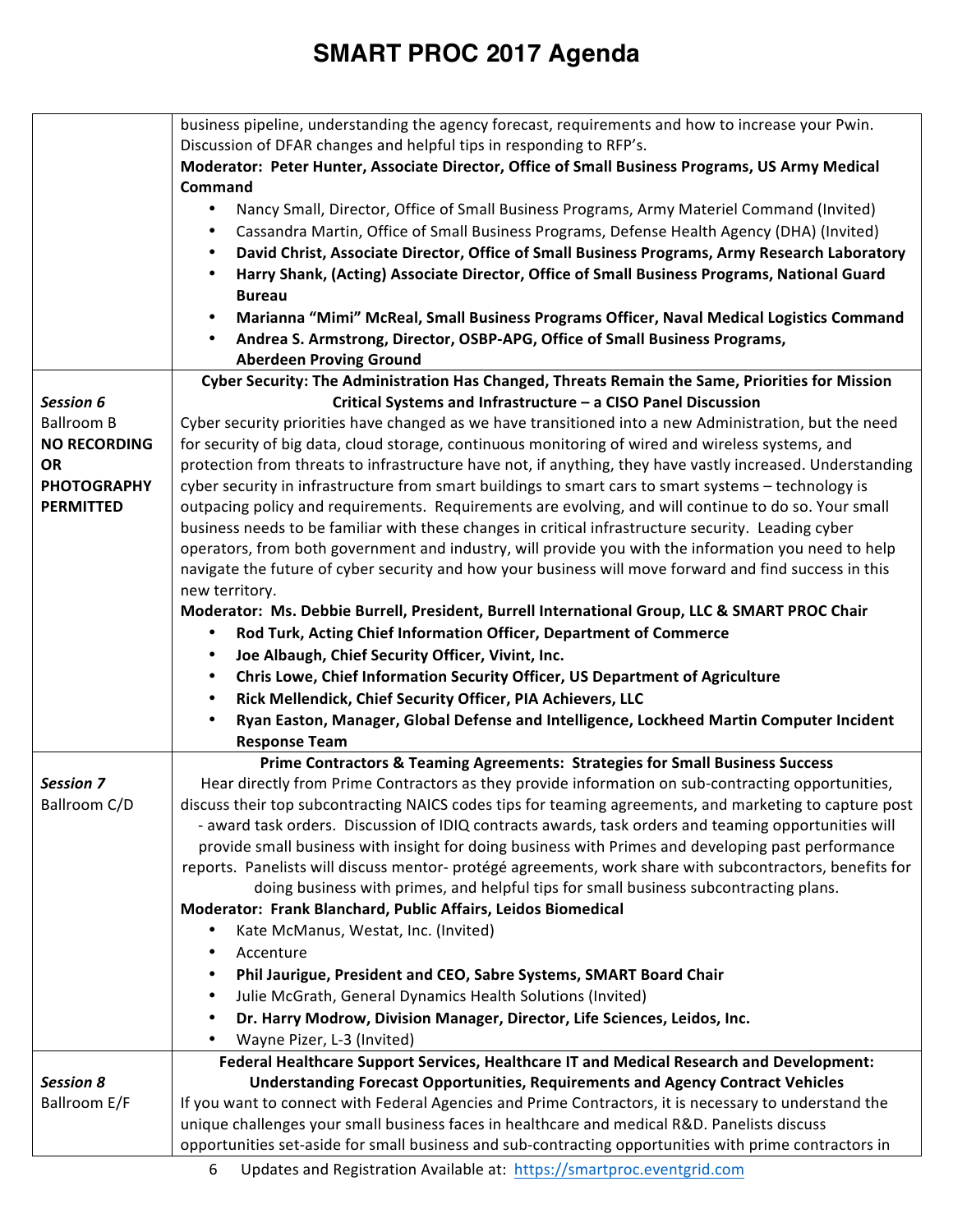# SMART PROC 2017 Agenda

| | |
|---|---|
| | business pipeline, understanding the agency forecast, requirements and how to increase your Pwin. Discussion of DFAR changes and helpful tips in responding to RFP's.<br>**Moderator: Peter Hunter, Associate Director, Office of Small Business Programs, US Army Medical Command**<br>• Nancy Small, Director, Office of Small Business Programs, Army Materiel Command (Invited)<br>• Cassandra Martin, Office of Small Business Programs, Defense Health Agency (DHA) (Invited)<br>• **David Christ, Associate Director, Office of Small Business Programs, Army Research Laboratory**<br>• **Harry Shank, (Acting) Associate Director, Office of Small Business Programs, National Guard Bureau**<br>• **Marianna "Mimi" McReal, Small Business Programs Officer, Naval Medical Logistics Command**<br>• **Andrea S. Armstrong, Director, OSBP-APG, Office of Small Business Programs, Aberdeen Proving Ground** |
| *Session 6*<br>Ballroom B<br>**NO RECORDING OR PHOTOGRAPHY PERMITTED** | **Cyber Security: The Administration Has Changed, Threats Remain the Same, Priorities for Mission Critical Systems and Infrastructure – a CISO Panel Discussion**<br>Cyber security priorities have changed as we have transitioned into a new Administration, but the need for security of big data, cloud storage, continuous monitoring of wired and wireless systems, and protection from threats to infrastructure have not, if anything, they have vastly increased. Understanding cyber security in infrastructure from smart buildings to smart cars to smart systems – technology is outpacing policy and requirements. Requirements are evolving, and will continue to do so. Your small business needs to be familiar with these changes in critical infrastructure security. Leading cyber operators, from both government and industry, will provide you with the information you need to help navigate the future of cyber security and how your business will move forward and find success in this new territory.<br>**Moderator: Ms. Debbie Burrell, President, Burrell International Group, LLC & SMART PROC Chair**<br>• **Rod Turk, Acting Chief Information Officer, Department of Commerce**<br>• **Joe Albaugh, Chief Security Officer, Vivint, Inc.**<br>• **Chris Lowe, Chief Information Security Officer, US Department of Agriculture**<br>• **Rick Mellendick, Chief Security Officer, PIA Achievers, LLC**<br>• **Ryan Easton, Manager, Global Defense and Intelligence, Lockheed Martin Computer Incident Response Team** |
| *Session 7*<br>Ballroom C/D | **Prime Contractors & Teaming Agreements: Strategies for Small Business Success**<br>Hear directly from Prime Contractors as they provide information on sub-contracting opportunities, discuss their top subcontracting NAICS codes tips for teaming agreements, and marketing to capture post - award task orders. Discussion of IDIQ contracts awards, task orders and teaming opportunities will provide small business with insight for doing business with Primes and developing past performance reports. Panelists will discuss mentor- protégé agreements, work share with subcontractors, benefits for doing business with primes, and helpful tips for small business subcontracting plans.<br>**Moderator: Frank Blanchard, Public Affairs, Leidos Biomedical**<br>• Kate McManus, Westat, Inc. (Invited)<br>• Accenture<br>• **Phil Jaurigue, President and CEO, Sabre Systems, SMART Board Chair**<br>• Julie McGrath, General Dynamics Health Solutions (Invited)<br>• **Dr. Harry Modrow, Division Manager, Director, Life Sciences, Leidos, Inc.**<br>• Wayne Pizer, L-3 (Invited) |
| *Session 8*<br>Ballroom E/F | **Federal Healthcare Support Services, Healthcare IT and Medical Research and Development: Understanding Forecast Opportunities, Requirements and Agency Contract Vehicles**<br>If you want to connect with Federal Agencies and Prime Contractors, it is necessary to understand the unique challenges your small business faces in healthcare and medical R&D. Panelists discuss opportunities set-aside for small business and sub-contracting opportunities with prime contractors in |

Updates and Registration Available at: https://smartproc.eventgrid.com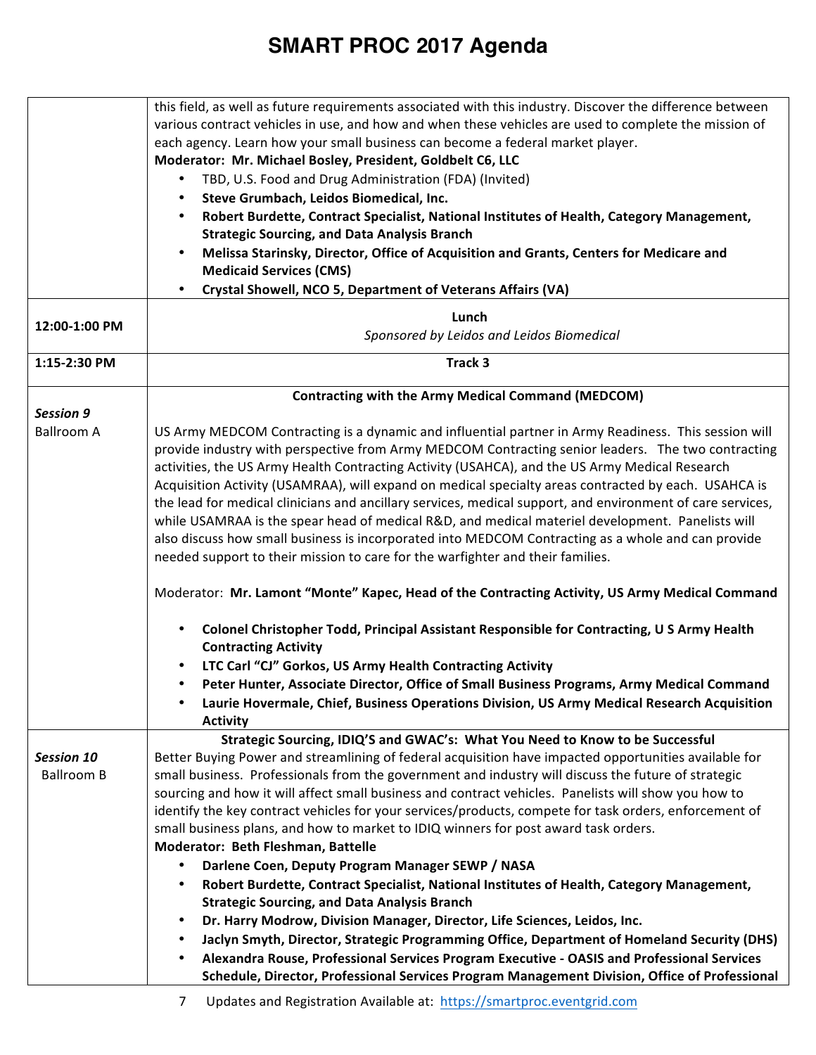# SMART PROC 2017 Agenda

| | |
|---|---|
| | this field, as well as future requirements associated with this industry. Discover the difference between various contract vehicles in use, and how and when these vehicles are used to complete the mission of each agency. Learn how your small business can become a federal market player.<br>**Moderator: Mr. Michael Bosley, President, Goldbelt C6, LLC**<br>• TBD, U.S. Food and Drug Administration (FDA) (Invited)<br>• **Steve Grumbach, Leidos Biomedical, Inc.**<br>• **Robert Burdette, Contract Specialist, National Institutes of Health, Category Management, Strategic Sourcing, and Data Analysis Branch**<br>• **Melissa Starinsky, Director, Office of Acquisition and Grants, Centers for Medicare and Medicaid Services (CMS)**<br>• **Crystal Showell, NCO 5, Department of Veterans Affairs (VA)** |
| **12:00-1:00 PM** | **Lunch**<br>*Sponsored by Leidos and Leidos Biomedical* |
| **1:15-2:30 PM** | **Track 3** |
| ***Session 9***<br>Ballroom A | **Contracting with the Army Medical Command (MEDCOM)**<br><br>US Army MEDCOM Contracting is a dynamic and influential partner in Army Readiness. This session will provide industry with perspective from Army MEDCOM Contracting senior leaders. The two contracting activities, the US Army Health Contracting Activity (USAHCA), and the US Army Medical Research Acquisition Activity (USAMRAA), will expand on medical specialty areas contracted by each. USAHCA is the lead for medical clinicians and ancillary services, medical support, and environment of care services, while USAMRAA is the spear head of medical R&D, and medical materiel development. Panelists will also discuss how small business is incorporated into MEDCOM Contracting as a whole and can provide needed support to their mission to care for the warfighter and their families.<br><br>Moderator: **Mr. Lamont "Monte" Kapec, Head of the Contracting Activity, US Army Medical Command**<br><br>• **Colonel Christopher Todd, Principal Assistant Responsible for Contracting, U S Army Health Contracting Activity**<br>• **LTC Carl "CJ" Gorkos, US Army Health Contracting Activity**<br>• **Peter Hunter, Associate Director, Office of Small Business Programs, Army Medical Command**<br>• **Laurie Hovermale, Chief, Business Operations Division, US Army Medical Research Acquisition Activity** |
| ***Session 10***<br>Ballroom B | **Strategic Sourcing, IDIQ'S and GWAC's: What You Need to Know to be Successful**<br>Better Buying Power and streamlining of federal acquisition have impacted opportunities available for small business. Professionals from the government and industry will discuss the future of strategic sourcing and how it will affect small business and contract vehicles. Panelists will show you how to identify the key contract vehicles for your services/products, compete for task orders, enforcement of small business plans, and how to market to IDIQ winners for post award task orders.<br>**Moderator: Beth Fleshman, Battelle**<br>• **Darlene Coen, Deputy Program Manager SEWP / NASA**<br>• **Robert Burdette, Contract Specialist, National Institutes of Health, Category Management, Strategic Sourcing, and Data Analysis Branch**<br>• **Dr. Harry Modrow, Division Manager, Director, Life Sciences, Leidos, Inc.**<br>• **Jaclyn Smyth, Director, Strategic Programming Office, Department of Homeland Security (DHS)**<br>• **Alexandra Rouse, Professional Services Program Executive - OASIS and Professional Services Schedule, Director, Professional Services Program Management Division, Office of Professional** |

Updates and Registration Available at: https://smartproc.eventgrid.com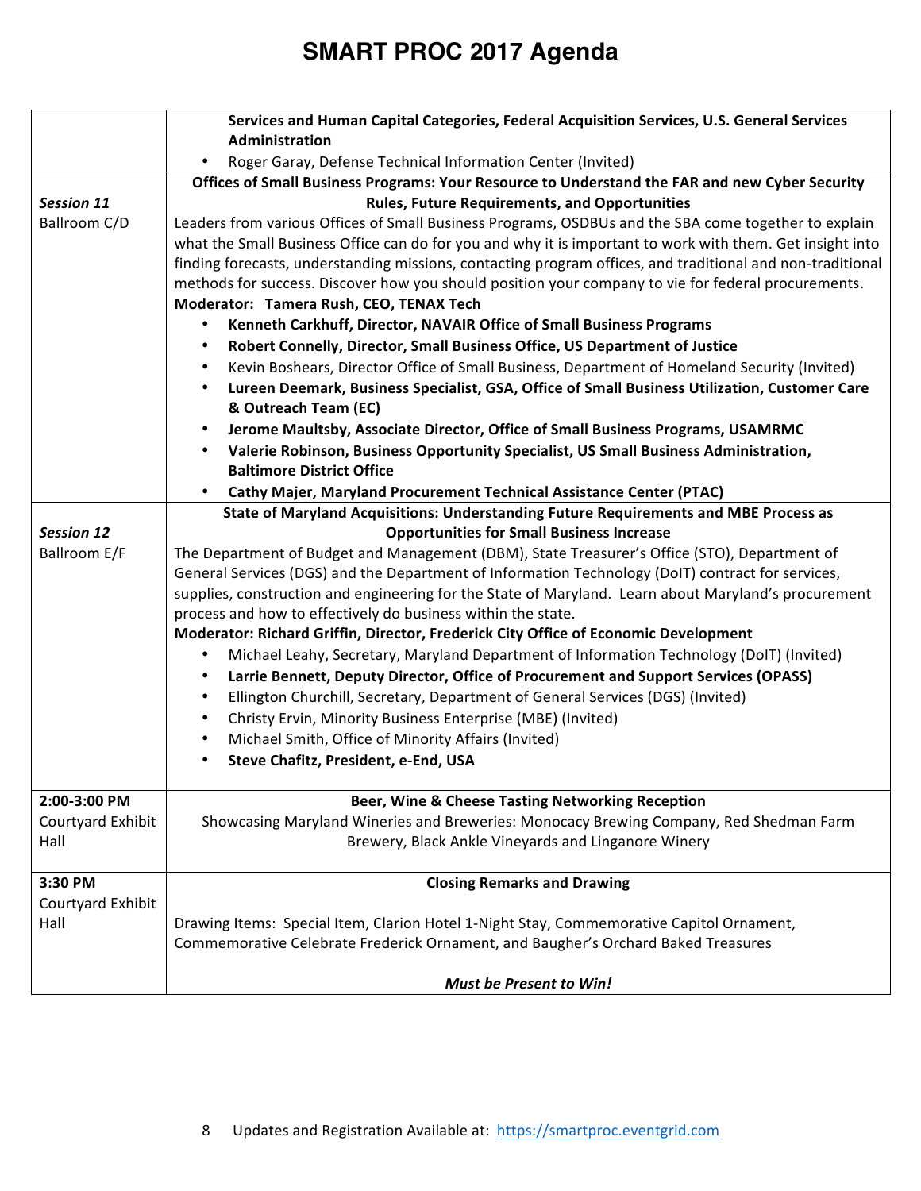# SMART PROC 2017 Agenda

| | |
|---|---|
| | **Services and Human Capital Categories, Federal Acquisition Services, U.S. General Services Administration**<br>• Roger Garay, Defense Technical Information Center (Invited) |
| ***Session 11***<br>Ballroom C/D | **Offices of Small Business Programs: Your Resource to Understand the FAR and new Cyber Security Rules, Future Requirements, and Opportunities**<br>Leaders from various Offices of Small Business Programs, OSDBUs and the SBA come together to explain what the Small Business Office can do for you and why it is important to work with them. Get insight into finding forecasts, understanding missions, contacting program offices, and traditional and non-traditional methods for success. Discover how you should position your company to vie for federal procurements.<br>**Moderator: Tamera Rush, CEO, TENAX Tech**<br>• **Kenneth Carkhuff, Director, NAVAIR Office of Small Business Programs**<br>• **Robert Connelly, Director, Small Business Office, US Department of Justice**<br>• Kevin Boshears, Director Office of Small Business, Department of Homeland Security (Invited)<br>• **Lureen Deemark, Business Specialist, GSA, Office of Small Business Utilization, Customer Care & Outreach Team (EC)**<br>• **Jerome Maultsby, Associate Director, Office of Small Business Programs, USAMRMC**<br>• **Valerie Robinson, Business Opportunity Specialist, US Small Business Administration, Baltimore District Office**<br>• **Cathy Majer, Maryland Procurement Technical Assistance Center (PTAC)** |
| ***Session 12***<br>Ballroom E/F | **State of Maryland Acquisitions: Understanding Future Requirements and MBE Process as Opportunities for Small Business Increase**<br>The Department of Budget and Management (DBM), State Treasurer's Office (STO), Department of General Services (DGS) and the Department of Information Technology (DoIT) contract for services, supplies, construction and engineering for the State of Maryland. Learn about Maryland's procurement process and how to effectively do business within the state.<br>**Moderator: Richard Griffin, Director, Frederick City Office of Economic Development**<br>• Michael Leahy, Secretary, Maryland Department of Information Technology (DoIT) (Invited)<br>• **Larrie Bennett, Deputy Director, Office of Procurement and Support Services (OPASS)**<br>• Ellington Churchill, Secretary, Department of General Services (DGS) (Invited)<br>• Christy Ervin, Minority Business Enterprise (MBE) (Invited)<br>• Michael Smith, Office of Minority Affairs (Invited)<br>• **Steve Chafitz, President, e-End, USA** |
| **2:00-3:00 PM**<br>Courtyard Exhibit Hall | **Beer, Wine & Cheese Tasting Networking Reception**<br>Showcasing Maryland Wineries and Breweries: Monocacy Brewing Company, Red Shedman Farm Brewery, Black Ankle Vineyards and Linganore Winery |
| **3:30 PM**<br>Courtyard Exhibit Hall | **Closing Remarks and Drawing**<br>Drawing Items: Special Item, Clarion Hotel 1-Night Stay, Commemorative Capitol Ornament, Commemorative Celebrate Frederick Ornament, and Baugher's Orchard Baked Treasures<br>***Must be Present to Win!*** |

Updates and Registration Available at: https://smartproc.eventgrid.com